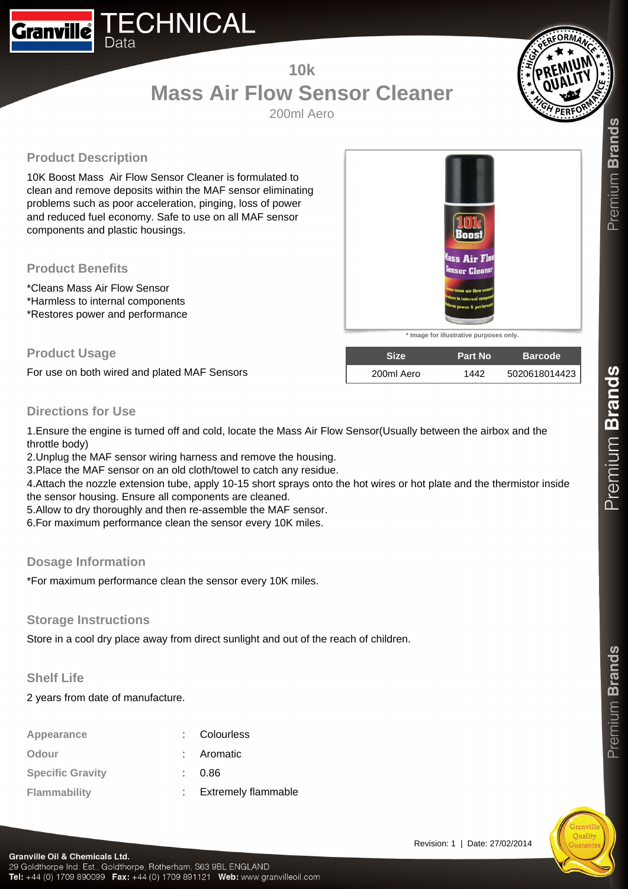# TECHNICAL Data

## 10k
# Mass Air Flow Sensor Cleaner
200ml Aero

### Product Description

10K Boost Mass Air Flow Sensor Cleaner is formulated to clean and remove deposits within the MAF sensor eliminating problems such as poor acceleration, pinging, loss of power and reduced fuel economy. Safe to use on all MAF sensor components and plastic housings.

### Product Benefits

*Cleans Mass Air Flow Sensor
*Harmless to internal components
*Restores power and performance

* Image for illustrative purposes only.

### Product Usage

For use on both wired and plated MAF Sensors

| Size | Part No | Barcode |
|---|---|---|
| 200ml Aero | 1442 | 5020618014423 |

### Directions for Use

1.Ensure the engine is turned off and cold, locate the Mass Air Flow Sensor(Usually between the airbox and the throttle body)
2.Unplug the MAF sensor wiring harness and remove the housing.
3.Place the MAF sensor on an old cloth/towel to catch any residue.
4.Attach the nozzle extension tube, apply 10-15 short sprays onto the hot wires or hot plate and the thermistor inside the sensor housing. Ensure all components are cleaned.
5.Allow to dry thoroughly and then re-assemble the MAF sensor.
6.For maximum performance clean the sensor every 10K miles.

### Dosage Information

*For maximum performance clean the sensor every 10K miles.

### Storage Instructions

Store in a cool dry place away from direct sunlight and out of the reach of children.

### Shelf Life

2 years from date of manufacture.

| | | |
|---|---|---|
| Appearance | : | Colourless |
| Odour | : | Aromatic |
| Specific Gravity | : | 0.86 |
| Flammability | : | Extremely flammable |

Revision: 1 | Date: 27/02/2014

**Granville Oil & Chemicals Ltd.**
29 Goldthorpe Ind. Est., Goldthorpe, Rotherham, S63 9BL ENGLAND
**Tel:** +44 (0) 1709 890099 **Fax:** +44 (0) 1709 891121 **Web:** www.granvilleoil.com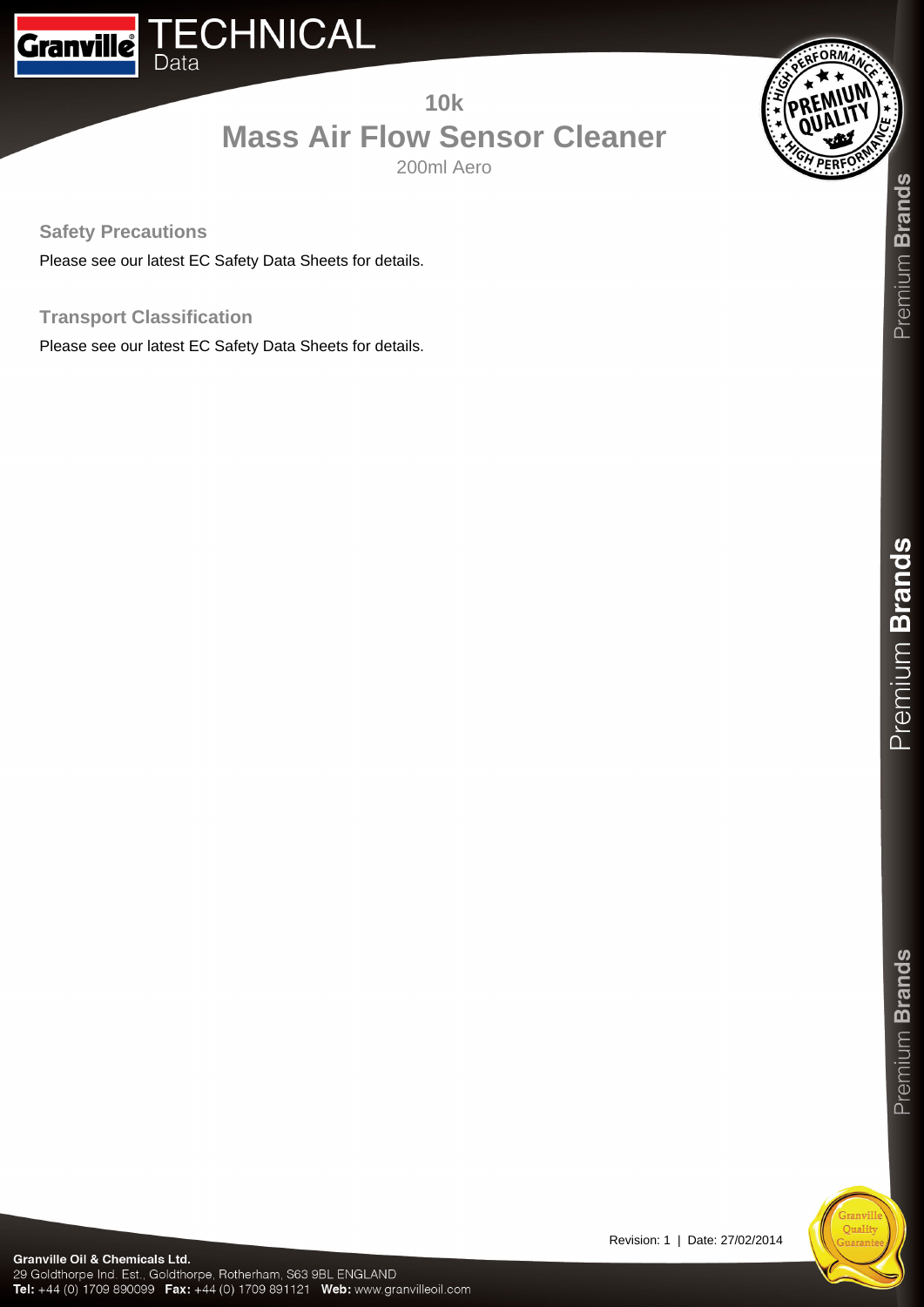# TECHNICAL Data

## 10k
# Mass Air Flow Sensor Cleaner
200ml Aero

### Safety Precautions

Please see our latest EC Safety Data Sheets for details.

### Transport Classification

Please see our latest EC Safety Data Sheets for details.

Revision: 1 | Date: 27/02/2014

**Granville Oil & Chemicals Ltd.**
29 Goldthorpe Ind. Est., Goldthorpe, Rotherham, S63 9BL ENGLAND
**Tel:** +44 (0) 1709 890099 **Fax:** +44 (0) 1709 891121 **Web:** www.granvilleoil.com